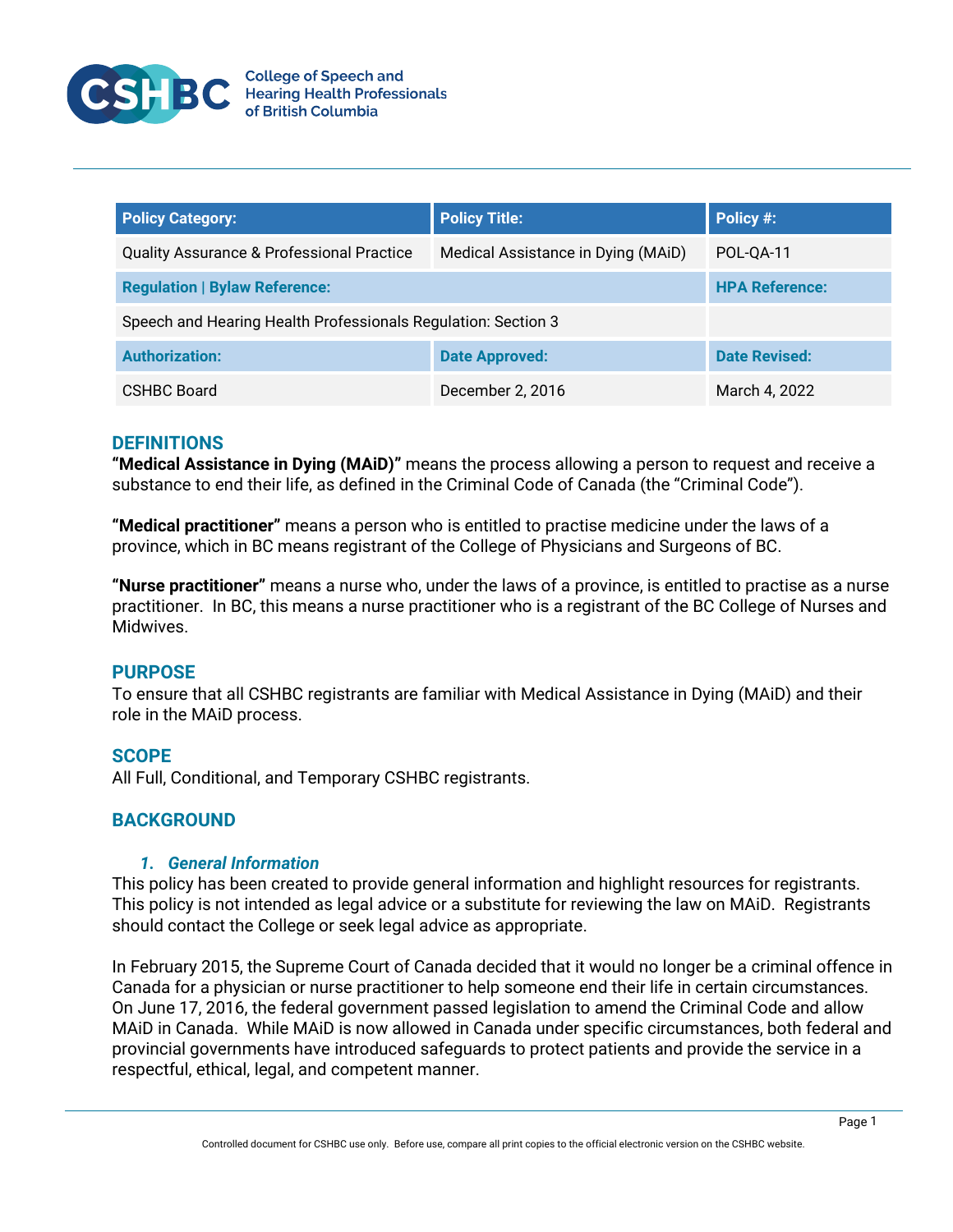College of Speech and Hearing Health Professionals of British Columbia

| Policy Category: | Policy Title: | Policy #: |
| --- | --- | --- |
| Quality Assurance & Professional Practice | Medical Assistance in Dying (MAiD) | POL-QA-11 |
| **Regulation \| Bylaw Reference:** | | **HPA Reference:** |
| Speech and Hearing Health Professionals Regulation: Section 3 | | |
| **Authorization:** | **Date Approved:** | **Date Revised:** |
| CSHBC Board | December 2, 2016 | March 4, 2022 |

## DEFINITIONS

**"Medical Assistance in Dying (MAiD)"** means the process allowing a person to request and receive a substance to end their life, as defined in the Criminal Code of Canada (the "Criminal Code").

**"Medical practitioner"** means a person who is entitled to practise medicine under the laws of a province, which in BC means registrant of the College of Physicians and Surgeons of BC.

**"Nurse practitioner"** means a nurse who, under the laws of a province, is entitled to practise as a nurse practitioner. In BC, this means a nurse practitioner who is a registrant of the BC College of Nurses and Midwives.

## PURPOSE

To ensure that all CSHBC registrants are familiar with Medical Assistance in Dying (MAiD) and their role in the MAiD process.

## SCOPE

All Full, Conditional, and Temporary CSHBC registrants.

## BACKGROUND

### 1. *General Information*

This policy has been created to provide general information and highlight resources for registrants. This policy is not intended as legal advice or a substitute for reviewing the law on MAiD. Registrants should contact the College or seek legal advice as appropriate.

In February 2015, the Supreme Court of Canada decided that it would no longer be a criminal offence in Canada for a physician or nurse practitioner to help someone end their life in certain circumstances. On June 17, 2016, the federal government passed legislation to amend the Criminal Code and allow MAiD in Canada. While MAiD is now allowed in Canada under specific circumstances, both federal and provincial governments have introduced safeguards to protect patients and provide the service in a respectful, ethical, legal, and competent manner.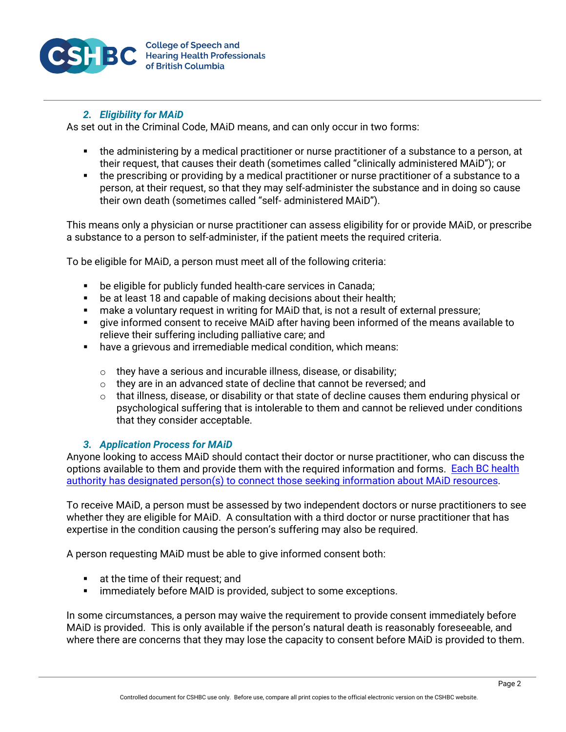### *2. Eligibility for MAiD*

As set out in the Criminal Code, MAiD means, and can only occur in two forms:

- the administering by a medical practitioner or nurse practitioner of a substance to a person, at their request, that causes their death (sometimes called "clinically administered MAiD"); or
- the prescribing or providing by a medical practitioner or nurse practitioner of a substance to a person, at their request, so that they may self-administer the substance and in doing so cause their own death (sometimes called "self- administered MAiD").

This means only a physician or nurse practitioner can assess eligibility for or provide MAiD, or prescribe a substance to a person to self-administer, if the patient meets the required criteria.

To be eligible for MAiD, a person must meet all of the following criteria:

- be eligible for publicly funded health-care services in Canada;
- be at least 18 and capable of making decisions about their health;
- make a voluntary request in writing for MAiD that, is not a result of external pressure;
- give informed consent to receive MAiD after having been informed of the means available to relieve their suffering including palliative care; and
- have a grievous and irremediable medical condition, which means:
  - they have a serious and incurable illness, disease, or disability;
  - they are in an advanced state of decline that cannot be reversed; and
  - that illness, disease, or disability or that state of decline causes them enduring physical or psychological suffering that is intolerable to them and cannot be relieved under conditions that they consider acceptable.

### *3. Application Process for MAiD*

Anyone looking to access MAiD should contact their doctor or nurse practitioner, who can discuss the options available to them and provide them with the required information and forms. Each BC health authority has designated person(s) to connect those seeking information about MAiD resources.

To receive MAiD, a person must be assessed by two independent doctors or nurse practitioners to see whether they are eligible for MAiD. A consultation with a third doctor or nurse practitioner that has expertise in the condition causing the person's suffering may also be required.

A person requesting MAiD must be able to give informed consent both:

- at the time of their request; and
- immediately before MAID is provided, subject to some exceptions.

In some circumstances, a person may waive the requirement to provide consent immediately before MAiD is provided. This is only available if the person's natural death is reasonably foreseeable, and where there are concerns that they may lose the capacity to consent before MAiD is provided to them.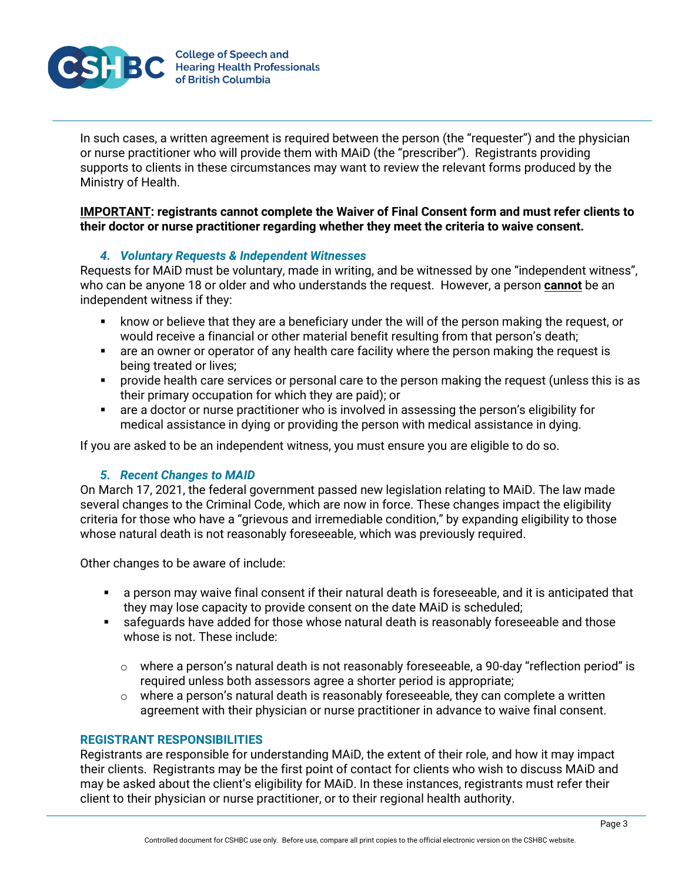In such cases, a written agreement is required between the person (the "requester") and the physician or nurse practitioner who will provide them with MAiD (the "prescriber"). Registrants providing supports to clients in these circumstances may want to review the relevant forms produced by the Ministry of Health.

**IMPORTANT: registrants cannot complete the Waiver of Final Consent form and must refer clients to their doctor or nurse practitioner regarding whether they meet the criteria to waive consent.**

### *4. Voluntary Requests & Independent Witnesses*

Requests for MAiD must be voluntary, made in writing, and be witnessed by one "independent witness", who can be anyone 18 or older and who understands the request. However, a person **cannot** be an independent witness if they:

- know or believe that they are a beneficiary under the will of the person making the request, or would receive a financial or other material benefit resulting from that person's death;
- are an owner or operator of any health care facility where the person making the request is being treated or lives;
- provide health care services or personal care to the person making the request (unless this is as their primary occupation for which they are paid); or
- are a doctor or nurse practitioner who is involved in assessing the person's eligibility for medical assistance in dying or providing the person with medical assistance in dying.

If you are asked to be an independent witness, you must ensure you are eligible to do so.

### *5. Recent Changes to MAID*

On March 17, 2021, the federal government passed new legislation relating to MAiD. The law made several changes to the Criminal Code, which are now in force. These changes impact the eligibility criteria for those who have a "grievous and irremediable condition," by expanding eligibility to those whose natural death is not reasonably foreseeable, which was previously required.

Other changes to be aware of include:

- a person may waive final consent if their natural death is foreseeable, and it is anticipated that they may lose capacity to provide consent on the date MAiD is scheduled;
- safeguards have added for those whose natural death is reasonably foreseeable and those whose is not. These include:
  - where a person's natural death is not reasonably foreseeable, a 90-day "reflection period" is required unless both assessors agree a shorter period is appropriate;
  - where a person's natural death is reasonably foreseeable, they can complete a written agreement with their physician or nurse practitioner in advance to waive final consent.

## REGISTRANT RESPONSIBILITIES

Registrants are responsible for understanding MAiD, the extent of their role, and how it may impact their clients. Registrants may be the first point of contact for clients who wish to discuss MAiD and may be asked about the client's eligibility for MAiD. In these instances, registrants must refer their client to their physician or nurse practitioner, or to their regional health authority.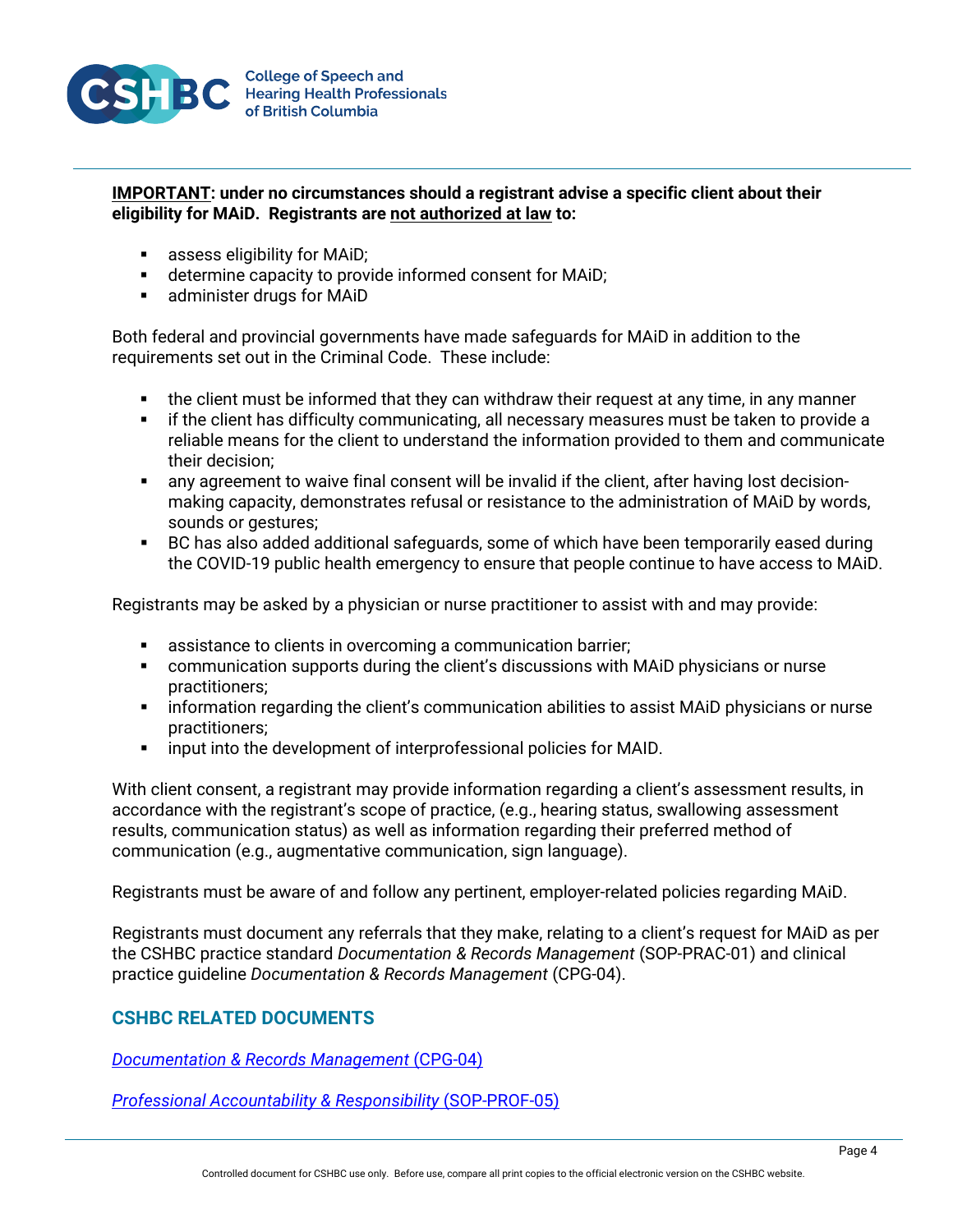**<u>IMPORTANT</u>: under no circumstances should a registrant advise a specific client about their eligibility for MAiD. Registrants are <u>not authorized at law</u> to:**

- assess eligibility for MAiD;
- determine capacity to provide informed consent for MAiD;
- administer drugs for MAiD

Both federal and provincial governments have made safeguards for MAiD in addition to the requirements set out in the Criminal Code. These include:

- the client must be informed that they can withdraw their request at any time, in any manner
- if the client has difficulty communicating, all necessary measures must be taken to provide a reliable means for the client to understand the information provided to them and communicate their decision;
- any agreement to waive final consent will be invalid if the client, after having lost decision-making capacity, demonstrates refusal or resistance to the administration of MAiD by words, sounds or gestures;
- BC has also added additional safeguards, some of which have been temporarily eased during the COVID-19 public health emergency to ensure that people continue to have access to MAiD.

Registrants may be asked by a physician or nurse practitioner to assist with and may provide:

- assistance to clients in overcoming a communication barrier;
- communication supports during the client's discussions with MAiD physicians or nurse practitioners;
- information regarding the client's communication abilities to assist MAiD physicians or nurse practitioners;
- input into the development of interprofessional policies for MAID.

With client consent, a registrant may provide information regarding a client's assessment results, in accordance with the registrant's scope of practice, (e.g., hearing status, swallowing assessment results, communication status) as well as information regarding their preferred method of communication (e.g., augmentative communication, sign language).

Registrants must be aware of and follow any pertinent, employer-related policies regarding MAiD.

Registrants must document any referrals that they make, relating to a client's request for MAiD as per the CSHBC practice standard *Documentation & Records Management* (SOP-PRAC-01) and clinical practice guideline *Documentation & Records Management* (CPG-04).

## CSHBC RELATED DOCUMENTS

*Documentation & Records Management* (CPG-04)

*Professional Accountability & Responsibility* (SOP-PROF-05)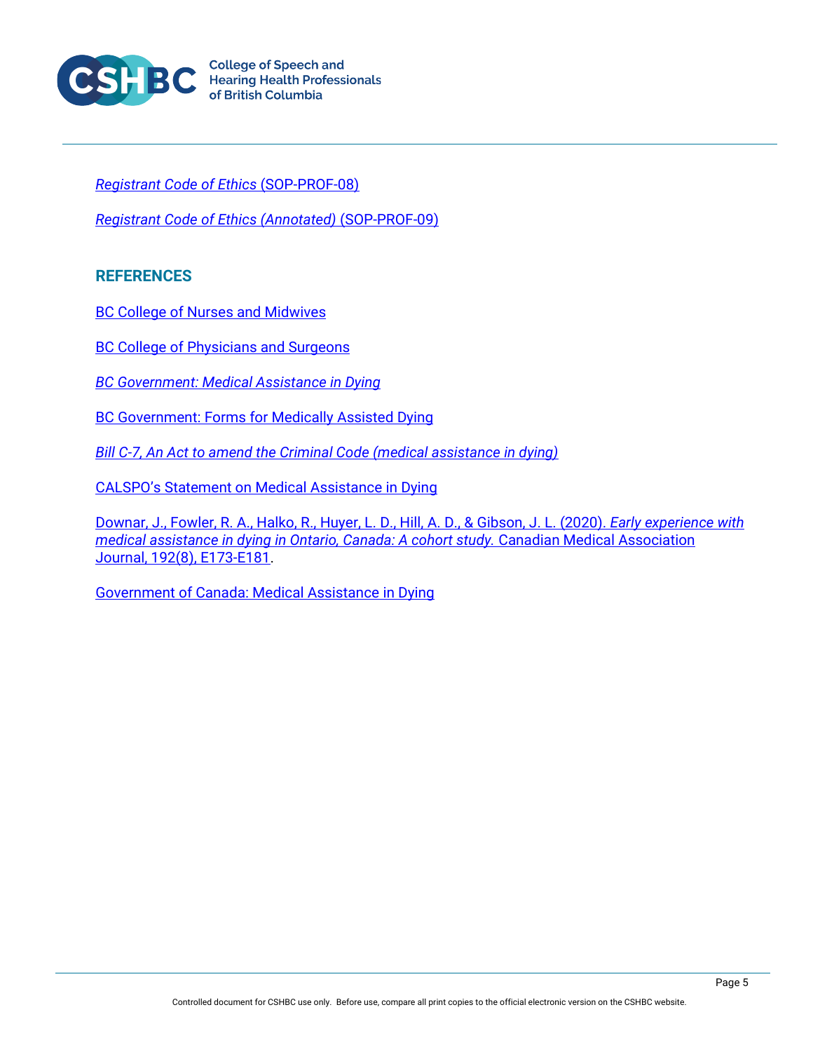*Registrant Code of Ethics* (SOP-PROF-08)

*Registrant Code of Ethics (Annotated)* (SOP-PROF-09)

## REFERENCES

BC College of Nurses and Midwives

BC College of Physicians and Surgeons

*BC Government: Medical Assistance in Dying*

BC Government: Forms for Medically Assisted Dying

*Bill C-7, An Act to amend the Criminal Code (medical assistance in dying)*

CALSPO's Statement on Medical Assistance in Dying

Downar, J., Fowler, R. A., Halko, R., Huyer, L. D., Hill, A. D., & Gibson, J. L. (2020). *Early experience with medical assistance in dying in Ontario, Canada: A cohort study.* Canadian Medical Association Journal, 192(8), E173-E181.

Government of Canada: Medical Assistance in Dying